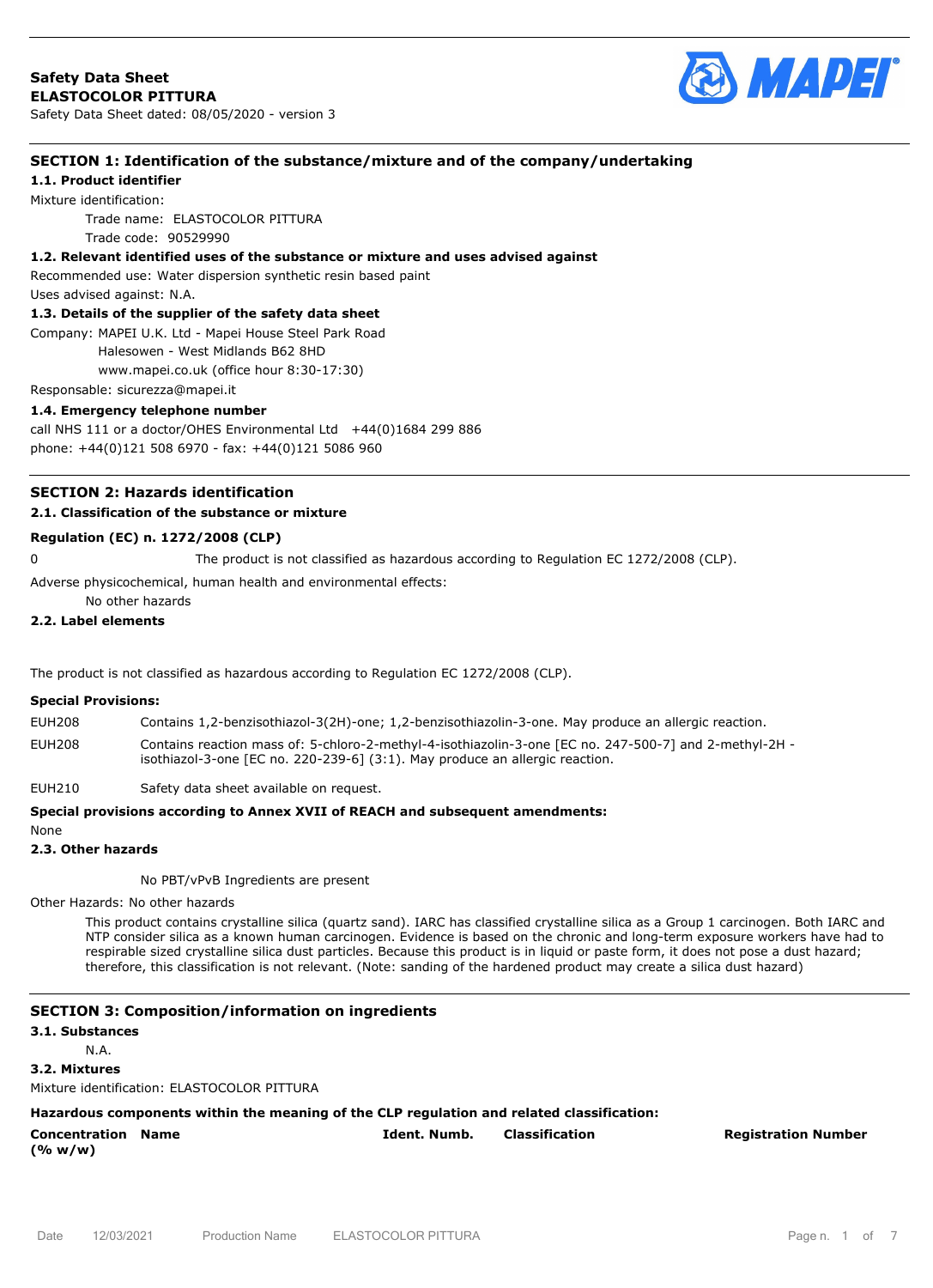**Safety Data Sheet**
**ELASTOCOLOR PITTURA**
Safety Data Sheet dated: 08/05/2020 - version 3

## SECTION 1: Identification of the substance/mixture and of the company/undertaking

### 1.1. Product identifier

Mixture identification:

Trade name: ELASTOCOLOR PITTURA
Trade code: 90529990

### 1.2. Relevant identified uses of the substance or mixture and uses advised against

Recommended use: Water dispersion synthetic resin based paint
Uses advised against: N.A.

### 1.3. Details of the supplier of the safety data sheet

Company: MAPEI U.K. Ltd - Mapei House Steel Park Road
Halesowen - West Midlands B62 8HD
www.mapei.co.uk (office hour 8:30-17:30)

Responsable: sicurezza@mapei.it

### 1.4. Emergency telephone number

call NHS 111 or a doctor/OHES Environmental Ltd +44(0)1684 299 886
phone: +44(0)121 508 6970 - fax: +44(0)121 5086 960

## SECTION 2: Hazards identification

### 2.1. Classification of the substance or mixture

**Regulation (EC) n. 1272/2008 (CLP)**

0 The product is not classified as hazardous according to Regulation EC 1272/2008 (CLP).

Adverse physicochemical, human health and environmental effects:

No other hazards

### 2.2. Label elements

The product is not classified as hazardous according to Regulation EC 1272/2008 (CLP).

**Special Provisions:**

| | |
|---|---|
| EUH208 | Contains 1,2-benzisothiazol-3(2H)-one; 1,2-benzisothiazolin-3-one. May produce an allergic reaction. |
| EUH208 | Contains reaction mass of: 5-chloro-2-methyl-4-isothiazolin-3-one [EC no. 247-500-7] and 2-methyl-2H - isothiazol-3-one [EC no. 220-239-6] (3:1). May produce an allergic reaction. |
| EUH210 | Safety data sheet available on request. |

**Special provisions according to Annex XVII of REACH and subsequent amendments:**

None

### 2.3. Other hazards

No PBT/vPvB Ingredients are present

Other Hazards: No other hazards

This product contains crystalline silica (quartz sand). IARC has classified crystalline silica as a Group 1 carcinogen. Both IARC and NTP consider silica as a known human carcinogen. Evidence is based on the chronic and long-term exposure workers have had to respirable sized crystalline silica dust particles. Because this product is in liquid or paste form, it does not pose a dust hazard; therefore, this classification is not relevant. (Note: sanding of the hardened product may create a silica dust hazard)

## SECTION 3: Composition/information on ingredients

### 3.1. Substances

N.A.

### 3.2. Mixtures

Mixture identification: ELASTOCOLOR PITTURA

**Hazardous components within the meaning of the CLP regulation and related classification:**

| Concentration (% w/w) | Name | Ident. Numb. | Classification | Registration Number |
|---|---|---|---|---|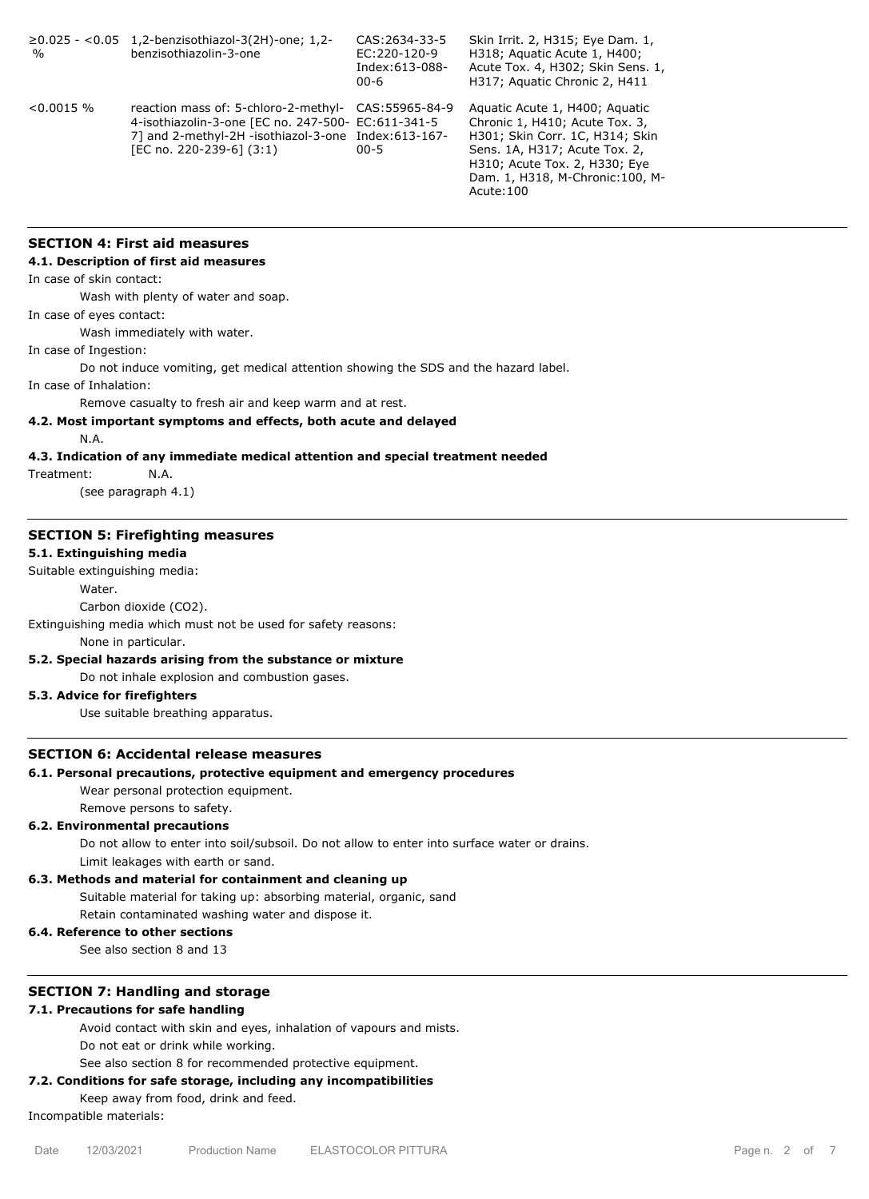| | | | |
|---|---|---|---|
| ≥0.025 - <0.05 % | 1,2-benzisothiazol-3(2H)-one; 1,2-benzisothiazolin-3-one | CAS:2634-33-5 EC:220-120-9 Index:613-088-00-6 | Skin Irrit. 2, H315; Eye Dam. 1, H318; Aquatic Acute 1, H400; Acute Tox. 4, H302; Skin Sens. 1, H317; Aquatic Chronic 2, H411 |
| <0.0015 % | reaction mass of: 5-chloro-2-methyl-4-isothiazolin-3-one [EC no. 247-500-7] and 2-methyl-2H -isothiazol-3-one [EC no. 220-239-6] (3:1) | CAS:55965-84-9 EC:611-341-5 Index:613-167-00-5 | Aquatic Acute 1, H400; Aquatic Chronic 1, H410; Acute Tox. 3, H301; Skin Corr. 1C, H314; Skin Sens. 1A, H317; Acute Tox. 2, H310; Acute Tox. 2, H330; Eye Dam. 1, H318, M-Chronic:100, M-Acute:100 |

## SECTION 4: First aid measures

### 4.1. Description of first aid measures

In case of skin contact:

Wash with plenty of water and soap.

In case of eyes contact:

Wash immediately with water.

In case of Ingestion:

Do not induce vomiting, get medical attention showing the SDS and the hazard label.

In case of Inhalation:

Remove casualty to fresh air and keep warm and at rest.

### 4.2. Most important symptoms and effects, both acute and delayed

N.A.

### 4.3. Indication of any immediate medical attention and special treatment needed

Treatment: N.A.

(see paragraph 4.1)

## SECTION 5: Firefighting measures

### 5.1. Extinguishing media

Suitable extinguishing media:

Water.

Carbon dioxide ($CO_2$).

Extinguishing media which must not be used for safety reasons:

None in particular.

### 5.2. Special hazards arising from the substance or mixture

Do not inhale explosion and combustion gases.

### 5.3. Advice for firefighters

Use suitable breathing apparatus.

## SECTION 6: Accidental release measures

### 6.1. Personal precautions, protective equipment and emergency procedures

Wear personal protection equipment.

Remove persons to safety.

### 6.2. Environmental precautions

Do not allow to enter into soil/subsoil. Do not allow to enter into surface water or drains.

Limit leakages with earth or sand.

### 6.3. Methods and material for containment and cleaning up

Suitable material for taking up: absorbing material, organic, sand

Retain contaminated washing water and dispose it.

### 6.4. Reference to other sections

See also section 8 and 13

## SECTION 7: Handling and storage

### 7.1. Precautions for safe handling

Avoid contact with skin and eyes, inhalation of vapours and mists.

Do not eat or drink while working.

See also section 8 for recommended protective equipment.

### 7.2. Conditions for safe storage, including any incompatibilities

Keep away from food, drink and feed.

Incompatible materials: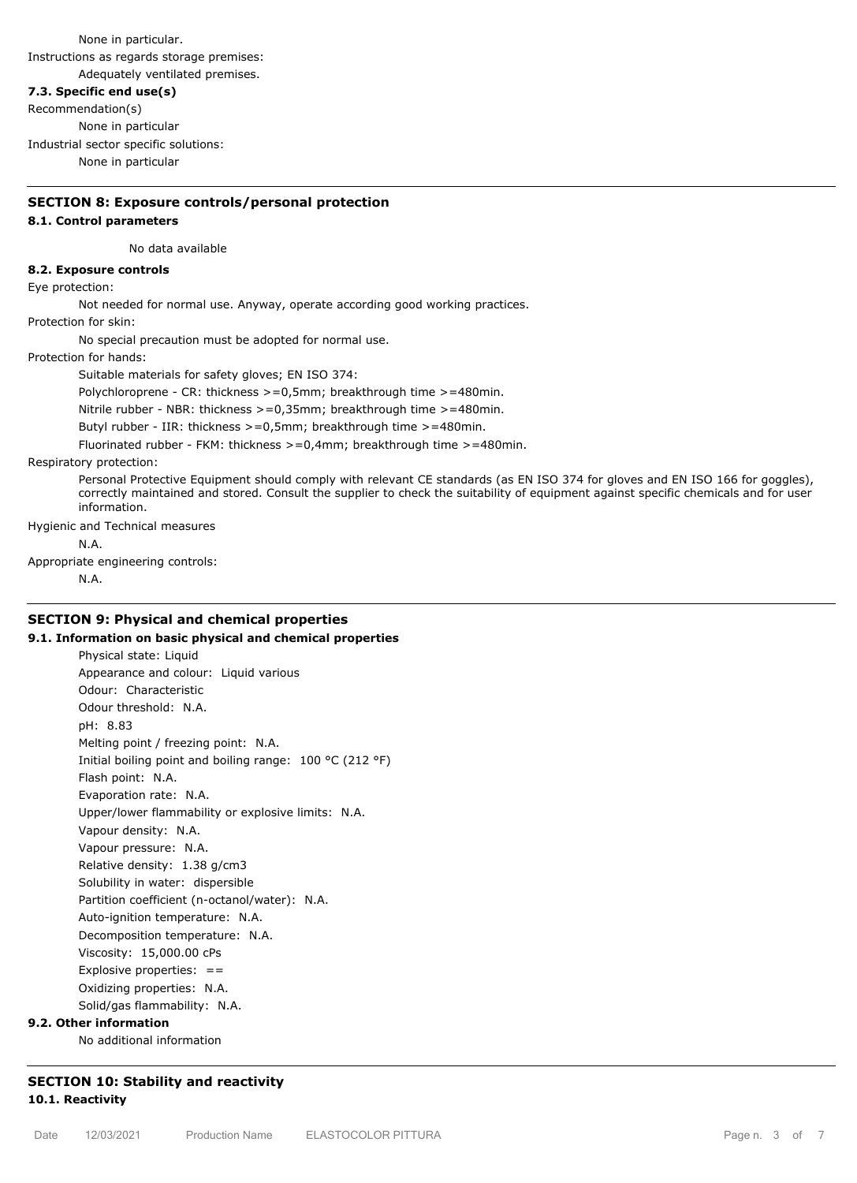None in particular.

Instructions as regards storage premises:

Adequately ventilated premises.

**7.3. Specific end use(s)**

Recommendation(s)

None in particular

Industrial sector specific solutions:

None in particular

## SECTION 8: Exposure controls/personal protection

### 8.1. Control parameters

No data available

### 8.2. Exposure controls

Eye protection:

Not needed for normal use. Anyway, operate according good working practices.

Protection for skin:

No special precaution must be adopted for normal use.

Protection for hands:

Suitable materials for safety gloves; EN ISO 374:

Polychloroprene - CR: thickness >=0,5mm; breakthrough time >=480min.

Nitrile rubber - NBR: thickness >=0,35mm; breakthrough time >=480min.

Butyl rubber - IIR: thickness >=0,5mm; breakthrough time >=480min.

Fluorinated rubber - FKM: thickness >=0,4mm; breakthrough time >=480min.

Respiratory protection:

Personal Protective Equipment should comply with relevant CE standards (as EN ISO 374 for gloves and EN ISO 166 for goggles), correctly maintained and stored. Consult the supplier to check the suitability of equipment against specific chemicals and for user information.

Hygienic and Technical measures

N.A.

Appropriate engineering controls:

N.A.

## SECTION 9: Physical and chemical properties

### 9.1. Information on basic physical and chemical properties

Physical state: Liquid

Appearance and colour: Liquid various

Odour: Characteristic

Odour threshold: N.A.

pH: 8.83

Melting point / freezing point: N.A.

Initial boiling point and boiling range: 100 °C (212 °F)

Flash point: N.A.

Evaporation rate: N.A.

Upper/lower flammability or explosive limits: N.A.

Vapour density: N.A.

Vapour pressure: N.A.

Relative density: 1.38 g/cm3

Solubility in water: dispersible

Partition coefficient (n-octanol/water): N.A.

Auto-ignition temperature: N.A.

Decomposition temperature: N.A.

Viscosity: 15,000.00 cPs

Explosive properties: ==

Oxidizing properties: N.A.

Solid/gas flammability: N.A.

### 9.2. Other information

No additional information

## SECTION 10: Stability and reactivity

### 10.1. Reactivity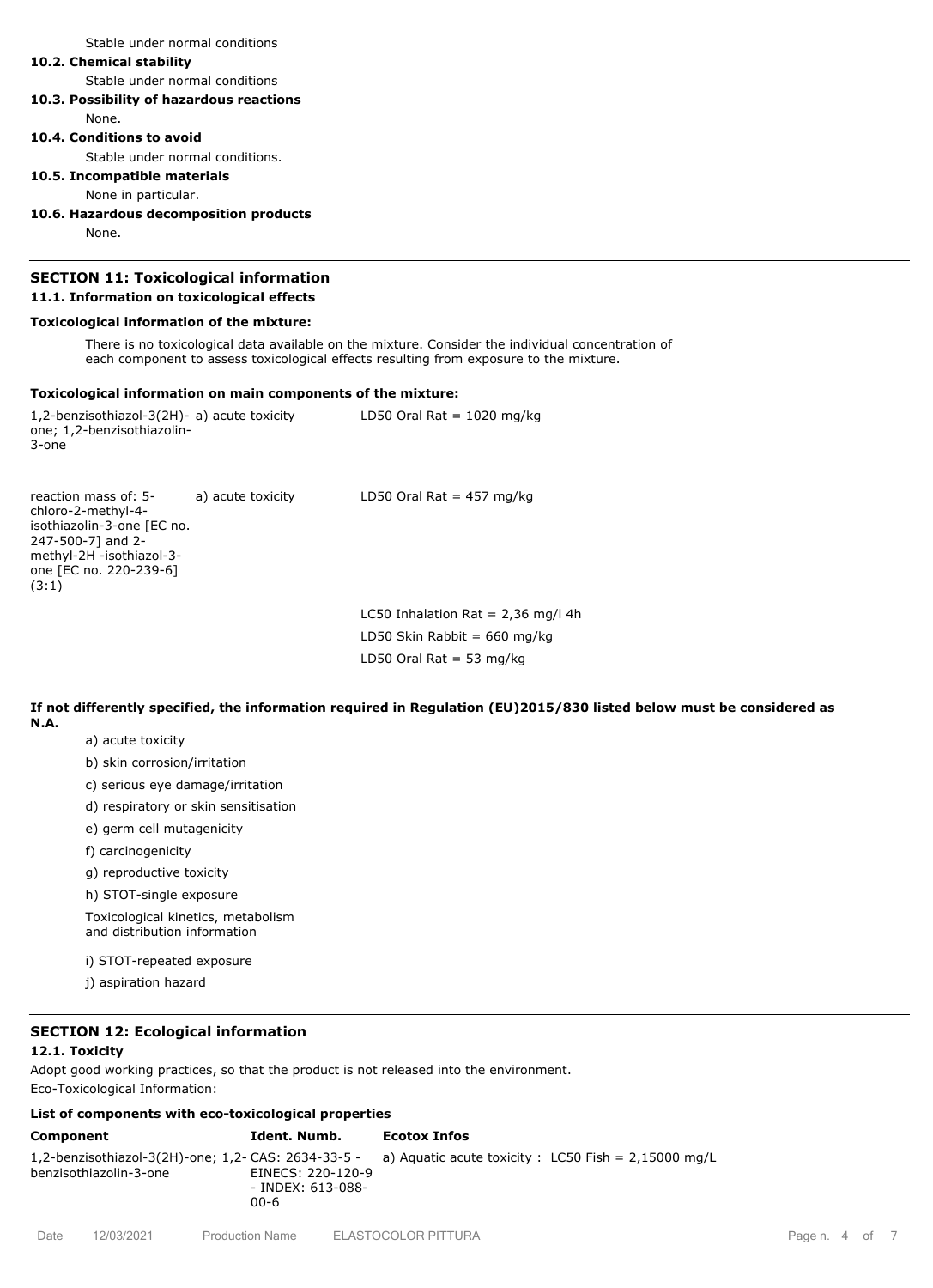Stable under normal conditions

**10.2. Chemical stability**

Stable under normal conditions

**10.3. Possibility of hazardous reactions**

None.

**10.4. Conditions to avoid**

Stable under normal conditions.

**10.5. Incompatible materials**

None in particular.

**10.6. Hazardous decomposition products**

None.

## SECTION 11: Toxicological information

**11.1. Information on toxicological effects**

**Toxicological information of the mixture:**

There is no toxicological data available on the mixture. Consider the individual concentration of each component to assess toxicological effects resulting from exposure to the mixture.

**Toxicological information on main components of the mixture:**

| | | |
|---|---|---|
| 1,2-benzisothiazol-3(2H)-one; 1,2-benzisothiazolin-3-one | a) acute toxicity | LD50 Oral Rat = 1020 mg/kg |
| reaction mass of: 5-chloro-2-methyl-4-isothiazolin-3-one [EC no. 247-500-7] and 2-methyl-2H -isothiazol-3-one [EC no. 220-239-6] (3:1) | a) acute toxicity | LD50 Oral Rat = 457 mg/kg |
| | | LC50 Inhalation Rat = 2,36 mg/l 4h |
| | | LD50 Skin Rabbit = 660 mg/kg |
| | | LD50 Oral Rat = 53 mg/kg |

**If not differently specified, the information required in Regulation (EU)2015/830 listed below must be considered as N.A.**

a) acute toxicity

b) skin corrosion/irritation

c) serious eye damage/irritation

d) respiratory or skin sensitisation

e) germ cell mutagenicity

f) carcinogenicity

g) reproductive toxicity

h) STOT-single exposure

Toxicological kinetics, metabolism and distribution information

i) STOT-repeated exposure

j) aspiration hazard

## SECTION 12: Ecological information

**12.1. Toxicity**

Adopt good working practices, so that the product is not released into the environment.

Eco-Toxicological Information:

**List of components with eco-toxicological properties**

| Component | Ident. Numb. | Ecotox Infos |
|---|---|---|
| 1,2-benzisothiazol-3(2H)-one; 1,2-benzisothiazolin-3-one | CAS: 2634-33-5 - EINECS: 220-120-9 - INDEX: 613-088-00-6 | a) Aquatic acute toxicity : LC50 Fish = 2,15000 mg/L |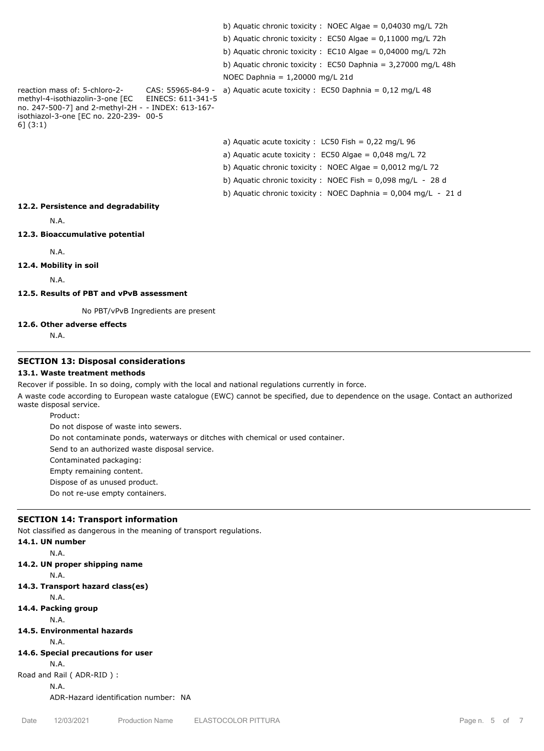| | | |
|---|---|---|
| | | b) Aquatic chronic toxicity : NOEC Algae = 0,04030 mg/L 72h |
| | | b) Aquatic chronic toxicity : EC50 Algae = 0,11000 mg/L 72h |
| | | b) Aquatic chronic toxicity : EC10 Algae = 0,04000 mg/L 72h |
| | | b) Aquatic chronic toxicity : EC50 Daphnia = 3,27000 mg/L 48h |
| | | NOEC Daphnia = 1,20000 mg/L 21d |
| reaction mass of: 5-chloro-2-methyl-4-isothiazolin-3-one [EC no. 247-500-7] and 2-methyl-2H -isothiazol-3-one [EC no. 220-239-6] (3:1) | CAS: 55965-84-9 - EINECS: 611-341-5 - INDEX: 613-167-00-5 | a) Aquatic acute toxicity : EC50 Daphnia = 0,12 mg/L 48 |
| | | a) Aquatic acute toxicity : LC50 Fish = 0,22 mg/L 96 |
| | | a) Aquatic acute toxicity : EC50 Algae = 0,048 mg/L 72 |
| | | b) Aquatic chronic toxicity : NOEC Algae = 0,0012 mg/L 72 |
| | | b) Aquatic chronic toxicity : NOEC Fish = 0,098 mg/L - 28 d |
| | | b) Aquatic chronic toxicity : NOEC Daphnia = 0,004 mg/L - 21 d |

**12.2. Persistence and degradability**

N.A.

**12.3. Bioaccumulative potential**

N.A.

**12.4. Mobility in soil**

N.A.

**12.5. Results of PBT and vPvB assessment**

No PBT/vPvB Ingredients are present

**12.6. Other adverse effects**

N.A.

## SECTION 13: Disposal considerations

**13.1. Waste treatment methods**

Recover if possible. In so doing, comply with the local and national regulations currently in force.

A waste code according to European waste catalogue (EWC) cannot be specified, due to dependence on the usage. Contact an authorized waste disposal service.

Product:

Do not dispose of waste into sewers.

Do not contaminate ponds, waterways or ditches with chemical or used container.

Send to an authorized waste disposal service.

Contaminated packaging:

Empty remaining content.

Dispose of as unused product.

Do not re-use empty containers.

## SECTION 14: Transport information

Not classified as dangerous in the meaning of transport regulations.

**14.1. UN number**

N.A.

**14.2. UN proper shipping name**

N.A.

**14.3. Transport hazard class(es)**

N.A.

**14.4. Packing group**

N.A.

**14.5. Environmental hazards**

N.A.

**14.6. Special precautions for user**

N.A.

Road and Rail ( ADR-RID ) :

N.A.

ADR-Hazard identification number: NA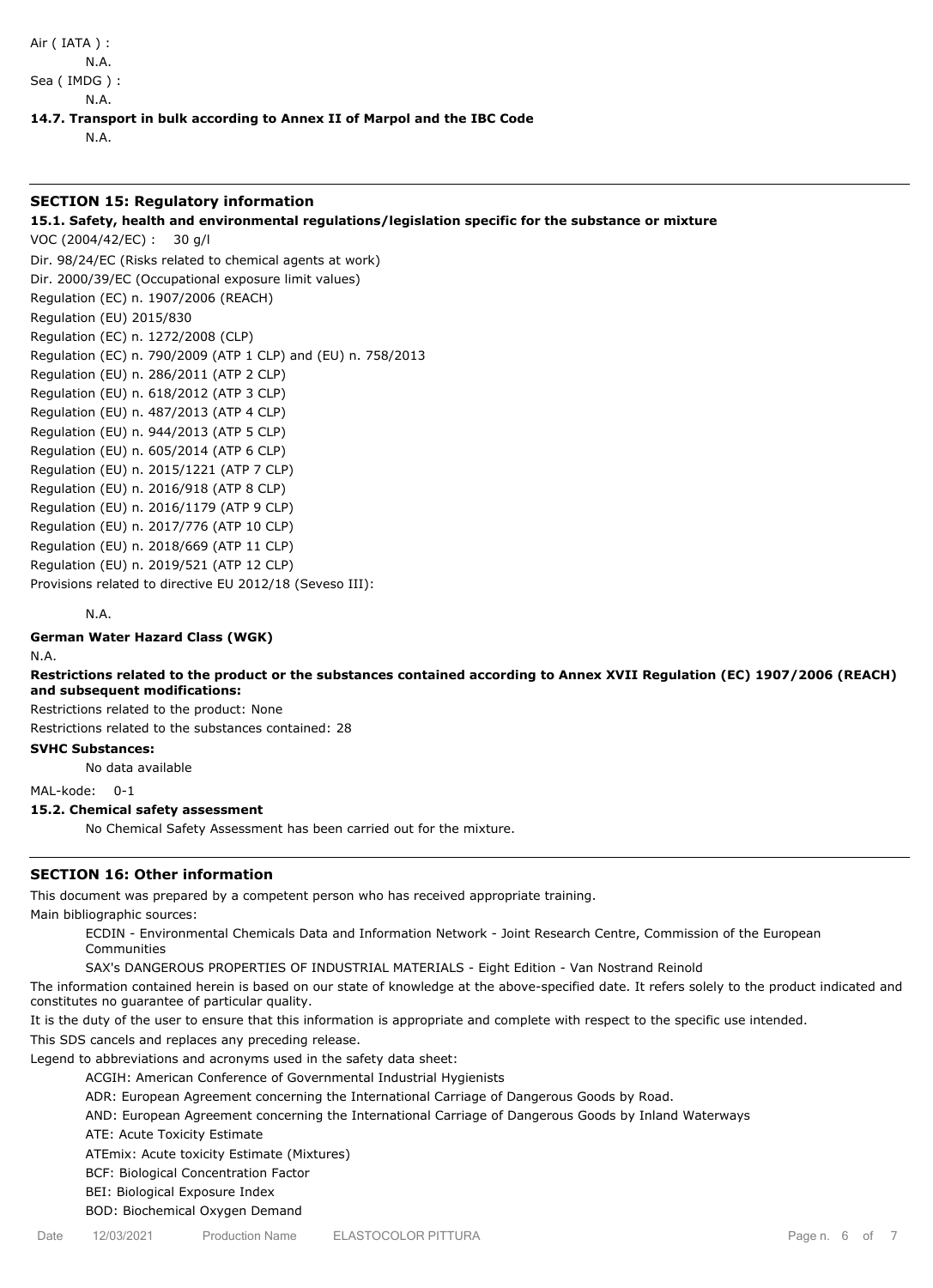Air ( IATA ) :

N.A.

Sea ( IMDG ) :

N.A.

**14.7. Transport in bulk according to Annex II of Marpol and the IBC Code**

N.A.

---

## SECTION 15: Regulatory information

**15.1. Safety, health and environmental regulations/legislation specific for the substance or mixture**

VOC (2004/42/EC) : 30 g/l

Dir. 98/24/EC (Risks related to chemical agents at work)

Dir. 2000/39/EC (Occupational exposure limit values)

Regulation (EC) n. 1907/2006 (REACH)

Regulation (EU) 2015/830

Regulation (EC) n. 1272/2008 (CLP)

Regulation (EC) n. 790/2009 (ATP 1 CLP) and (EU) n. 758/2013

Regulation (EU) n. 286/2011 (ATP 2 CLP)

Regulation (EU) n. 618/2012 (ATP 3 CLP)

Regulation (EU) n. 487/2013 (ATP 4 CLP)

Regulation (EU) n. 944/2013 (ATP 5 CLP)

Regulation (EU) n. 605/2014 (ATP 6 CLP)

Regulation (EU) n. 2015/1221 (ATP 7 CLP)

Regulation (EU) n. 2016/918 (ATP 8 CLP)

Regulation (EU) n. 2016/1179 (ATP 9 CLP)

Regulation (EU) n. 2017/776 (ATP 10 CLP)

Regulation (EU) n. 2018/669 (ATP 11 CLP)

Regulation (EU) n. 2019/521 (ATP 12 CLP)

Provisions related to directive EU 2012/18 (Seveso III):

N.A.

**German Water Hazard Class (WGK)**

N.A.

**Restrictions related to the product or the substances contained according to Annex XVII Regulation (EC) 1907/2006 (REACH) and subsequent modifications:**

Restrictions related to the product: None

Restrictions related to the substances contained: 28

**SVHC Substances:**

No data available

MAL-kode: 0-1

**15.2. Chemical safety assessment**

No Chemical Safety Assessment has been carried out for the mixture.

---

## SECTION 16: Other information

This document was prepared by a competent person who has received appropriate training.

Main bibliographic sources:

ECDIN - Environmental Chemicals Data and Information Network - Joint Research Centre, Commission of the European Communities

SAX's DANGEROUS PROPERTIES OF INDUSTRIAL MATERIALS - Eight Edition - Van Nostrand Reinold

The information contained herein is based on our state of knowledge at the above-specified date. It refers solely to the product indicated and constitutes no guarantee of particular quality.

It is the duty of the user to ensure that this information is appropriate and complete with respect to the specific use intended.

This SDS cancels and replaces any preceding release.

Legend to abbreviations and acronyms used in the safety data sheet:

ACGIH: American Conference of Governmental Industrial Hygienists

ADR: European Agreement concerning the International Carriage of Dangerous Goods by Road.

AND: European Agreement concerning the International Carriage of Dangerous Goods by Inland Waterways

ATE: Acute Toxicity Estimate

ATEmix: Acute toxicity Estimate (Mixtures)

BCF: Biological Concentration Factor

BEI: Biological Exposure Index

BOD: Biochemical Oxygen Demand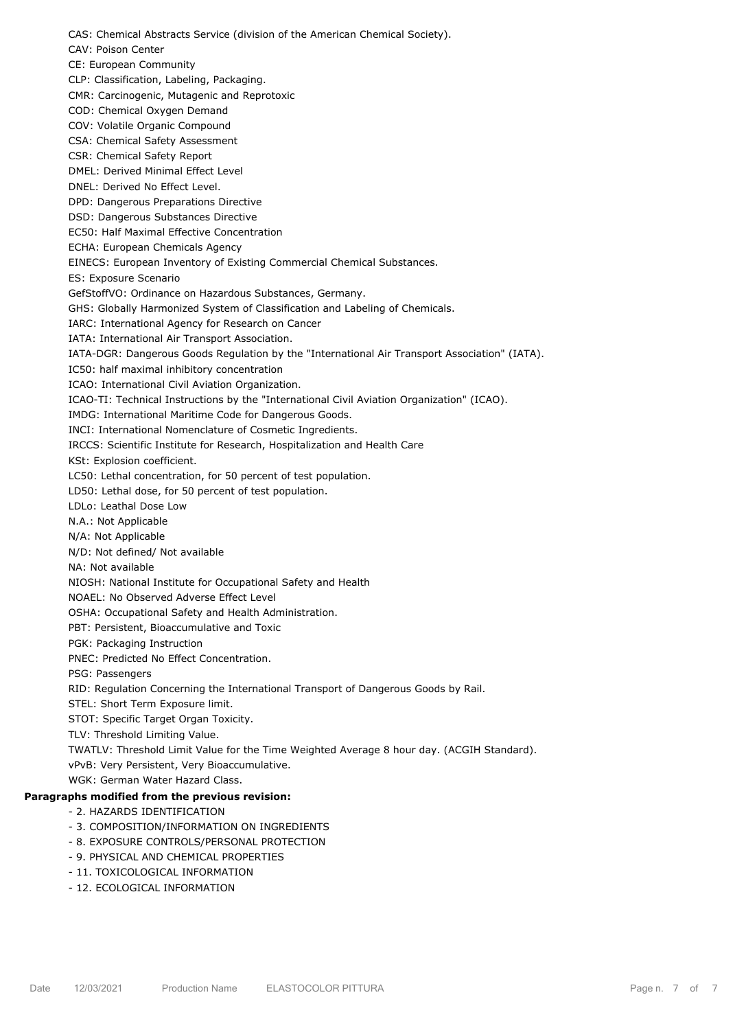CAS: Chemical Abstracts Service (division of the American Chemical Society).

CAV: Poison Center

CE: European Community

CLP: Classification, Labeling, Packaging.

CMR: Carcinogenic, Mutagenic and Reprotoxic

COD: Chemical Oxygen Demand

COV: Volatile Organic Compound

CSA: Chemical Safety Assessment

CSR: Chemical Safety Report

DMEL: Derived Minimal Effect Level

DNEL: Derived No Effect Level.

DPD: Dangerous Preparations Directive

DSD: Dangerous Substances Directive

EC50: Half Maximal Effective Concentration

ECHA: European Chemicals Agency

EINECS: European Inventory of Existing Commercial Chemical Substances.

ES: Exposure Scenario

GefStoffVO: Ordinance on Hazardous Substances, Germany.

GHS: Globally Harmonized System of Classification and Labeling of Chemicals.

IARC: International Agency for Research on Cancer

IATA: International Air Transport Association.

IATA-DGR: Dangerous Goods Regulation by the "International Air Transport Association" (IATA).

IC50: half maximal inhibitory concentration

ICAO: International Civil Aviation Organization.

ICAO-TI: Technical Instructions by the "International Civil Aviation Organization" (ICAO).

IMDG: International Maritime Code for Dangerous Goods.

INCI: International Nomenclature of Cosmetic Ingredients.

IRCCS: Scientific Institute for Research, Hospitalization and Health Care

KSt: Explosion coefficient.

LC50: Lethal concentration, for 50 percent of test population.

LD50: Lethal dose, for 50 percent of test population.

LDLo: Leathal Dose Low

N.A.: Not Applicable

N/A: Not Applicable

N/D: Not defined/ Not available

NA: Not available

NIOSH: National Institute for Occupational Safety and Health

NOAEL: No Observed Adverse Effect Level

OSHA: Occupational Safety and Health Administration.

PBT: Persistent, Bioaccumulative and Toxic

PGK: Packaging Instruction

PNEC: Predicted No Effect Concentration.

PSG: Passengers

RID: Regulation Concerning the International Transport of Dangerous Goods by Rail.

STEL: Short Term Exposure limit.

STOT: Specific Target Organ Toxicity.

TLV: Threshold Limiting Value.

TWATLV: Threshold Limit Value for the Time Weighted Average 8 hour day. (ACGIH Standard).

vPvB: Very Persistent, Very Bioaccumulative.

WGK: German Water Hazard Class.

**Paragraphs modified from the previous revision:**

- 2. HAZARDS IDENTIFICATION
- 3. COMPOSITION/INFORMATION ON INGREDIENTS
- 8. EXPOSURE CONTROLS/PERSONAL PROTECTION
- 9. PHYSICAL AND CHEMICAL PROPERTIES
- 11. TOXICOLOGICAL INFORMATION
- 12. ECOLOGICAL INFORMATION